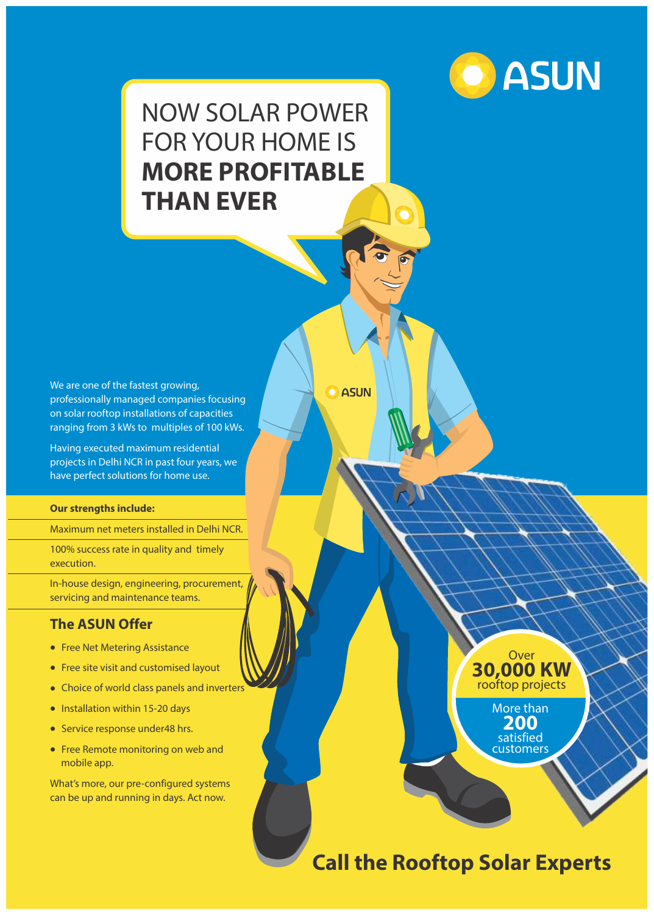ASUN

# NOW SOLAR POWER FOR YOUR HOME IS **MORE PROFITABLE THAN EVER**

We are one of the fastest growing, professionally managed companies focusing on solar rooftop installations of capacities ranging from 3 kWs to multiples of 100 kWs.

Having executed maximum residential projects in Delhi NCR in past four years, we have perfect solutions for home use.

**Our strengths include:**

Maximum net meters installed in Delhi NCR.

100% success rate in quality and timely execution.

In-house design, engineering, procurement, servicing and maintenance teams.

## The ASUN Offer

- Free Net Metering Assistance
- Free site visit and customised layout
- Choice of world class panels and inverters
- Installation within 15-20 days
- Service response under48 hrs.
- Free Remote monitoring on web and mobile app.

What's more, our pre-configured systems can be up and running in days. Act now.

Over **30,000 KW** rooftop projects

More than **200** satisfied customers

## Call the Rooftop Solar Experts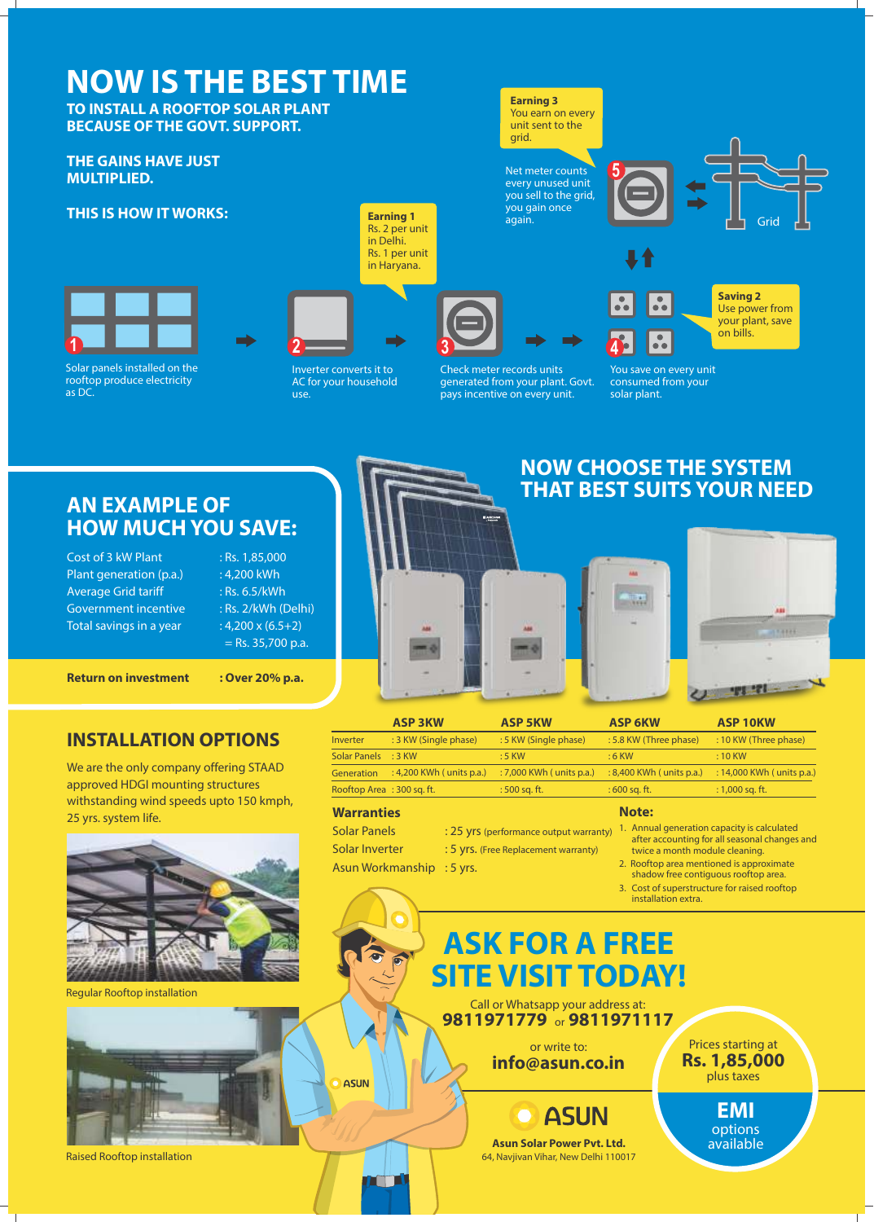# NOW IS THE BEST TIME

**TO INSTALL A ROOFTOP SOLAR PLANT BECAUSE OF THE GOVT. SUPPORT.**

**THE GAINS HAVE JUST MULTIPLIED.**

**THIS IS HOW IT WORKS:**

1. Solar panels installed on the rooftop produce electricity as DC.
2. Inverter converts it to AC for your household use.
3. Check meter records units generated from your plant. Govt. pays incentive on every unit.
4. You save on every unit consumed from your solar plant.
5. Net meter counts every unused unit you sell to the grid, you gain once again.

Grid

**Earning 1**
Rs. 2 per unit in Delhi.
Rs. 1 per unit in Haryana.

**Saving 2**
Use power from your plant, save on bills.

**Earning 3**
You earn on every unit sent to the grid.

## AN EXAMPLE OF HOW MUCH YOU SAVE:

| | |
|---|---|
| Cost of 3 kW Plant | : Rs. 1,85,000 |
| Plant generation (p.a.) | : 4,200 kWh |
| Average Grid tariff | : Rs. 6.5/kWh |
| Government incentive | : Rs. 2/kWh (Delhi) |
| Total savings in a year | : 4,200 x (6.5+2) = Rs. 35,700 p.a. |
| **Return on investment** | **: Over 20% p.a.** |

## NOW CHOOSE THE SYSTEM THAT BEST SUITS YOUR NEED

| | ASP 3KW | ASP 5KW | ASP 6KW | ASP 10KW |
|---|---|---|---|---|
| Inverter | : 3 KW (Single phase) | : 5 KW (Single phase) | : 5.8 KW (Three phase) | : 10 KW (Three phase) |
| Solar Panels | : 3 KW | : 5 KW | : 6 KW | : 10 KW |
| Generation | : 4,200 KWh ( units p.a.) | : 7,000 KWh ( units p.a.) | : 8,400 KWh ( units p.a.) | : 14,000 KWh ( units p.a.) |
| Rooftop Area | : 300 sq. ft. | : 500 sq. ft. | : 600 sq. ft. | : 1,000 sq. ft. |

### Warranties

| | |
|---|---|
| Solar Panels | : 25 yrs (performance output warranty) |
| Solar Inverter | : 5 yrs. (Free Replacement warranty) |
| Asun Workmanship | : 5 yrs. |

### Note:

1. Annual generation capacity is calculated after accounting for all seasonal changes and twice a month module cleaning.
2. Rooftop area mentioned is approximate shadow free contiguous rooftop area.
3. Cost of superstructure for raised rooftop installation extra.

## INSTALLATION OPTIONS

We are the only company offering STAAD approved HDGI mounting structures withstanding wind speeds upto 150 kmph, 25 yrs. system life.

Regular Rooftop installation

Raised Rooftop installation

# ASK FOR A FREE SITE VISIT TODAY!

Call or Whatsapp your address at:
**9811971779** or **9811971117**

or write to:
**info@asun.co.in**

Prices starting at
**Rs. 1,85,000**
plus taxes

**EMI** options available

ASUN

**Asun Solar Power Pvt. Ltd.**
64, Navjivan Vihar, New Delhi 110017